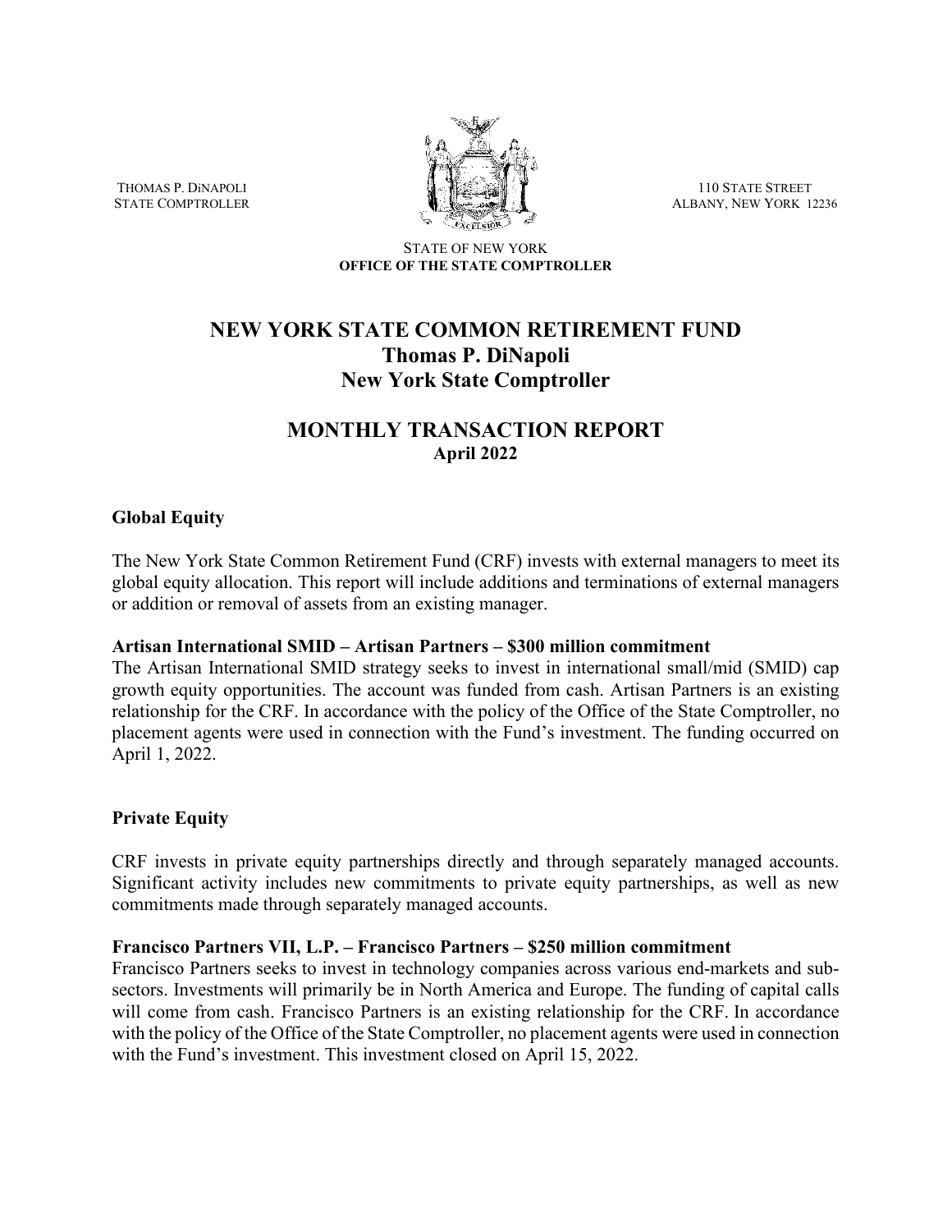THOMAS P. DiNAPOLI
STATE COMPTROLLER

110 STATE STREET
ALBANY, NEW YORK 12236

STATE OF NEW YORK
**OFFICE OF THE STATE COMPTROLLER**

# NEW YORK STATE COMMON RETIREMENT FUND
## Thomas P. DiNapoli
## New York State Comptroller

# MONTHLY TRANSACTION REPORT
## April 2022

### Global Equity

The New York State Common Retirement Fund (CRF) invests with external managers to meet its global equity allocation. This report will include additions and terminations of external managers or addition or removal of assets from an existing manager.

**Artisan International SMID – Artisan Partners – $300 million commitment**
The Artisan International SMID strategy seeks to invest in international small/mid (SMID) cap growth equity opportunities. The account was funded from cash. Artisan Partners is an existing relationship for the CRF. In accordance with the policy of the Office of the State Comptroller, no placement agents were used in connection with the Fund's investment. The funding occurred on April 1, 2022.

### Private Equity

CRF invests in private equity partnerships directly and through separately managed accounts. Significant activity includes new commitments to private equity partnerships, as well as new commitments made through separately managed accounts.

**Francisco Partners VII, L.P. – Francisco Partners – $250 million commitment**
Francisco Partners seeks to invest in technology companies across various end-markets and sub-sectors. Investments will primarily be in North America and Europe. The funding of capital calls will come from cash. Francisco Partners is an existing relationship for the CRF. In accordance with the policy of the Office of the State Comptroller, no placement agents were used in connection with the Fund's investment. This investment closed on April 15, 2022.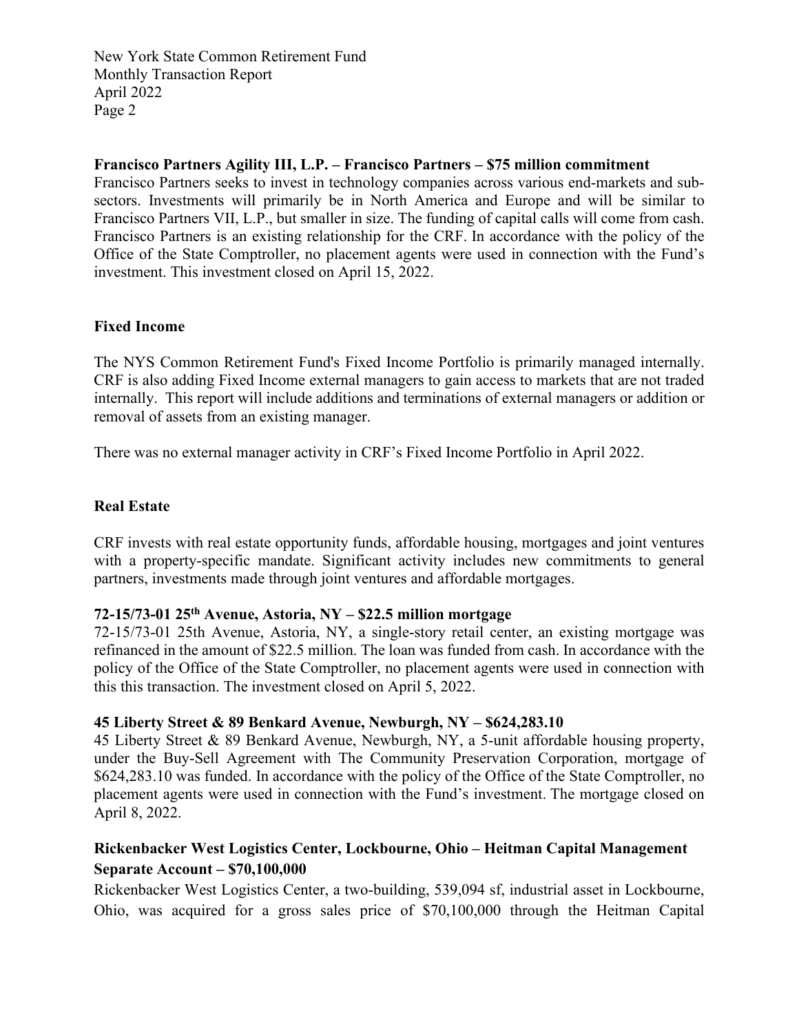**Francisco Partners Agility III, L.P. – Francisco Partners – $75 million commitment**

Francisco Partners seeks to invest in technology companies across various end-markets and sub-sectors. Investments will primarily be in North America and Europe and will be similar to Francisco Partners VII, L.P., but smaller in size. The funding of capital calls will come from cash. Francisco Partners is an existing relationship for the CRF. In accordance with the policy of the Office of the State Comptroller, no placement agents were used in connection with the Fund's investment. This investment closed on April 15, 2022.

## Fixed Income

The NYS Common Retirement Fund's Fixed Income Portfolio is primarily managed internally. CRF is also adding Fixed Income external managers to gain access to markets that are not traded internally. This report will include additions and terminations of external managers or addition or removal of assets from an existing manager.

There was no external manager activity in CRF's Fixed Income Portfolio in April 2022.

## Real Estate

CRF invests with real estate opportunity funds, affordable housing, mortgages and joint ventures with a property-specific mandate. Significant activity includes new commitments to general partners, investments made through joint ventures and affordable mortgages.

**72-15/73-01 25th Avenue, Astoria, NY – $22.5 million mortgage**

72-15/73-01 25th Avenue, Astoria, NY, a single-story retail center, an existing mortgage was refinanced in the amount of $22.5 million. The loan was funded from cash. In accordance with the policy of the Office of the State Comptroller, no placement agents were used in connection with this this transaction. The investment closed on April 5, 2022.

**45 Liberty Street & 89 Benkard Avenue, Newburgh, NY – $624,283.10**

45 Liberty Street & 89 Benkard Avenue, Newburgh, NY, a 5-unit affordable housing property, under the Buy-Sell Agreement with The Community Preservation Corporation, mortgage of $624,283.10 was funded. In accordance with the policy of the Office of the State Comptroller, no placement agents were used in connection with the Fund's investment. The mortgage closed on April 8, 2022.

**Rickenbacker West Logistics Center, Lockbourne, Ohio – Heitman Capital Management Separate Account – $70,100,000**

Rickenbacker West Logistics Center, a two-building, 539,094 sf, industrial asset in Lockbourne, Ohio, was acquired for a gross sales price of $70,100,000 through the Heitman Capital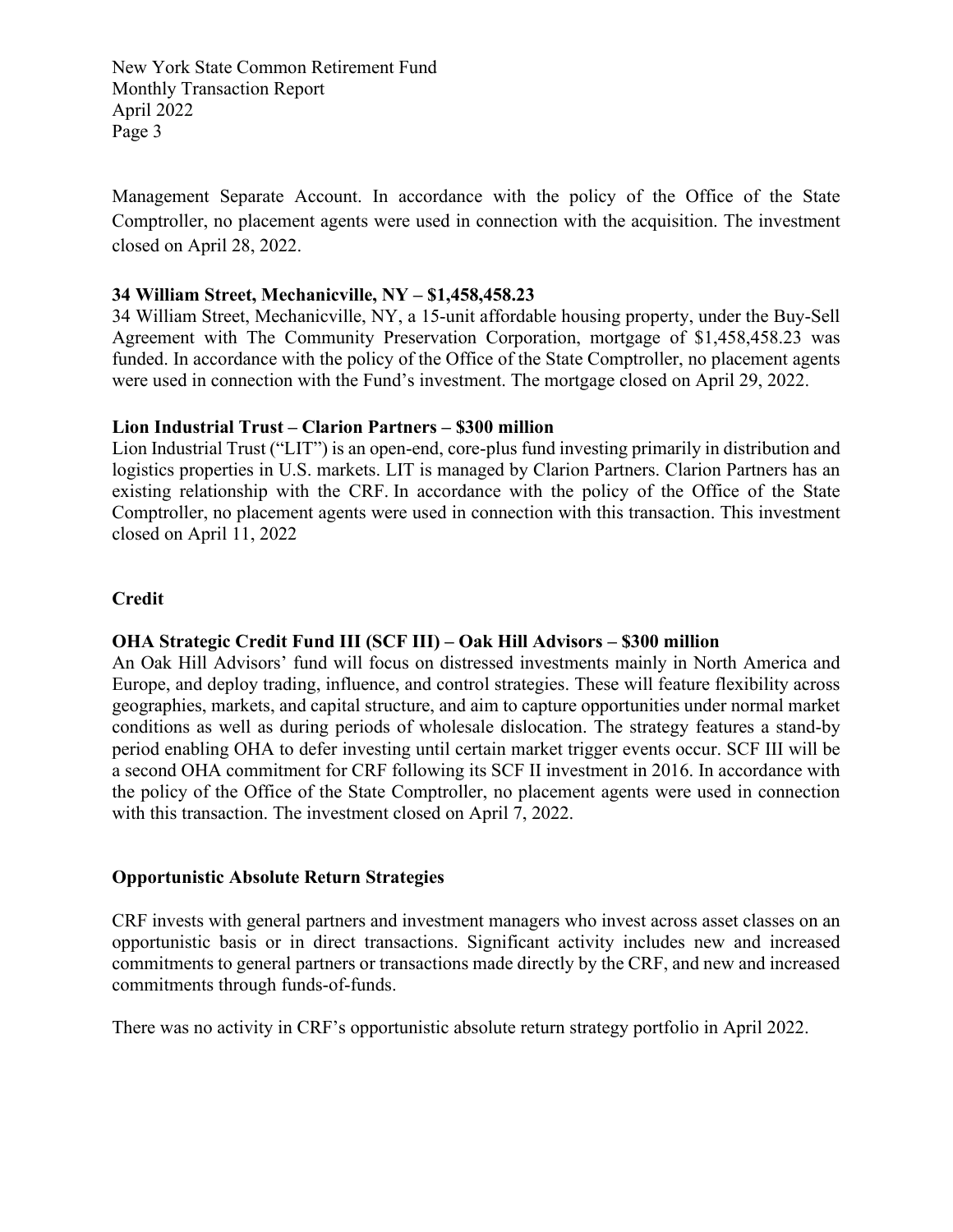Management Separate Account. In accordance with the policy of the Office of the State Comptroller, no placement agents were used in connection with the acquisition. The investment closed on April 28, 2022.

**34 William Street, Mechanicville, NY – $1,458,458.23**
34 William Street, Mechanicville, NY, a 15-unit affordable housing property, under the Buy-Sell Agreement with The Community Preservation Corporation, mortgage of $1,458,458.23 was funded. In accordance with the policy of the Office of the State Comptroller, no placement agents were used in connection with the Fund's investment. The mortgage closed on April 29, 2022.

**Lion Industrial Trust – Clarion Partners – $300 million**
Lion Industrial Trust ("LIT") is an open-end, core-plus fund investing primarily in distribution and logistics properties in U.S. markets. LIT is managed by Clarion Partners. Clarion Partners has an existing relationship with the CRF. In accordance with the policy of the Office of the State Comptroller, no placement agents were used in connection with this transaction. This investment closed on April 11, 2022

### Credit

**OHA Strategic Credit Fund III (SCF III) – Oak Hill Advisors – $300 million**
An Oak Hill Advisors' fund will focus on distressed investments mainly in North America and Europe, and deploy trading, influence, and control strategies. These will feature flexibility across geographies, markets, and capital structure, and aim to capture opportunities under normal market conditions as well as during periods of wholesale dislocation. The strategy features a stand-by period enabling OHA to defer investing until certain market trigger events occur. SCF III will be a second OHA commitment for CRF following its SCF II investment in 2016. In accordance with the policy of the Office of the State Comptroller, no placement agents were used in connection with this transaction. The investment closed on April 7, 2022.

### Opportunistic Absolute Return Strategies

CRF invests with general partners and investment managers who invest across asset classes on an opportunistic basis or in direct transactions. Significant activity includes new and increased commitments to general partners or transactions made directly by the CRF, and new and increased commitments through funds-of-funds.

There was no activity in CRF's opportunistic absolute return strategy portfolio in April 2022.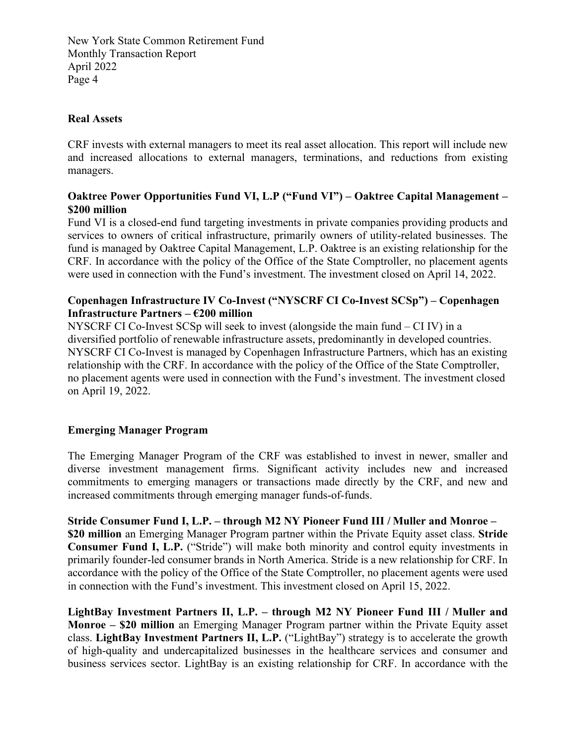## Real Assets

CRF invests with external managers to meet its real asset allocation. This report will include new and increased allocations to external managers, terminations, and reductions from existing managers.

**Oaktree Power Opportunities Fund VI, L.P ("Fund VI") – Oaktree Capital Management – $200 million**
Fund VI is a closed-end fund targeting investments in private companies providing products and services to owners of critical infrastructure, primarily owners of utility-related businesses. The fund is managed by Oaktree Capital Management, L.P. Oaktree is an existing relationship for the CRF. In accordance with the policy of the Office of the State Comptroller, no placement agents were used in connection with the Fund's investment. The investment closed on April 14, 2022.

**Copenhagen Infrastructure IV Co-Invest ("NYSCRF CI Co-Invest SCSp") – Copenhagen Infrastructure Partners – €200 million**
NYSCRF CI Co-Invest SCSp will seek to invest (alongside the main fund – CI IV) in a diversified portfolio of renewable infrastructure assets, predominantly in developed countries. NYSCRF CI Co-Invest is managed by Copenhagen Infrastructure Partners, which has an existing relationship with the CRF. In accordance with the policy of the Office of the State Comptroller, no placement agents were used in connection with the Fund's investment. The investment closed on April 19, 2022.

## Emerging Manager Program

The Emerging Manager Program of the CRF was established to invest in newer, smaller and diverse investment management firms. Significant activity includes new and increased commitments to emerging managers or transactions made directly by the CRF, and new and increased commitments through emerging manager funds-of-funds.

**Stride Consumer Fund I, L.P. – through M2 NY Pioneer Fund III / Muller and Monroe – $20 million** an Emerging Manager Program partner within the Private Equity asset class. **Stride Consumer Fund I, L.P.** ("Stride") will make both minority and control equity investments in primarily founder-led consumer brands in North America. Stride is a new relationship for CRF. In accordance with the policy of the Office of the State Comptroller, no placement agents were used in connection with the Fund's investment. This investment closed on April 15, 2022.

**LightBay Investment Partners II, L.P. – through M2 NY Pioneer Fund III / Muller and Monroe – $20 million** an Emerging Manager Program partner within the Private Equity asset class. **LightBay Investment Partners II, L.P.** ("LightBay") strategy is to accelerate the growth of high-quality and undercapitalized businesses in the healthcare services and consumer and business services sector. LightBay is an existing relationship for CRF. In accordance with the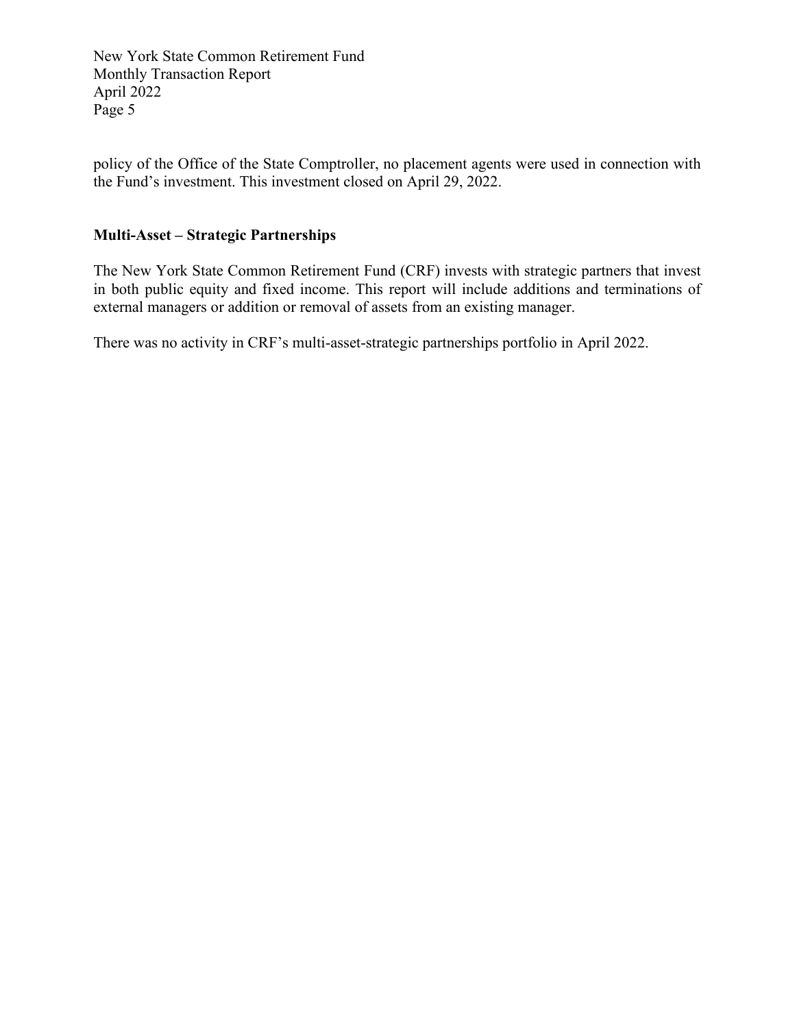policy of the Office of the State Comptroller, no placement agents were used in connection with the Fund's investment. This investment closed on April 29, 2022.

**Multi-Asset – Strategic Partnerships**

The New York State Common Retirement Fund (CRF) invests with strategic partners that invest in both public equity and fixed income. This report will include additions and terminations of external managers or addition or removal of assets from an existing manager.

There was no activity in CRF's multi-asset-strategic partnerships portfolio in April 2022.